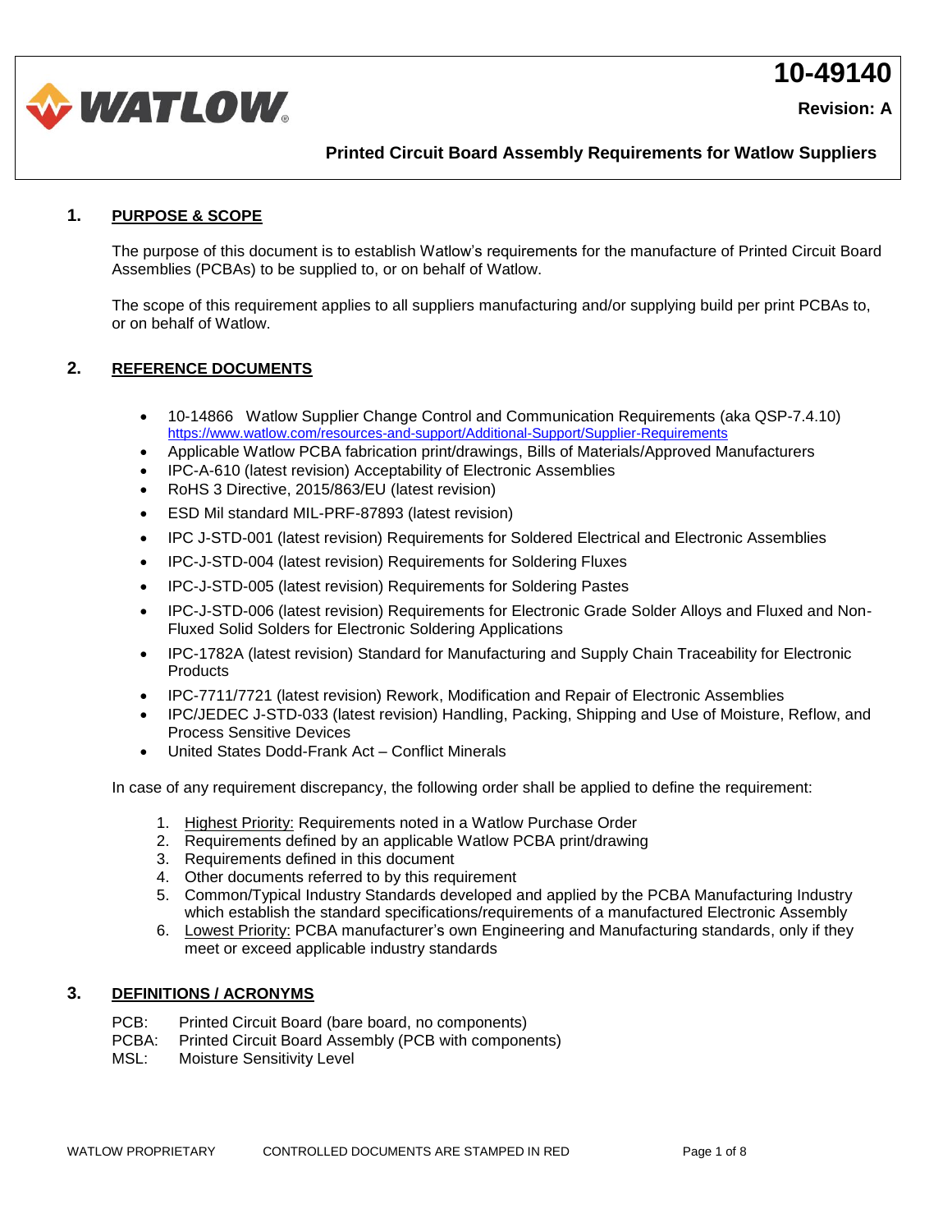# 10-49140

**Revision: A**

**Printed Circuit Board Assembly Requirements for Watlow Suppliers**

## 1. PURPOSE & SCOPE

The purpose of this document is to establish Watlow's requirements for the manufacture of Printed Circuit Board Assemblies (PCBAs) to be supplied to, or on behalf of Watlow.

The scope of this requirement applies to all suppliers manufacturing and/or supplying build per print PCBAs to, or on behalf of Watlow.

## 2. REFERENCE DOCUMENTS

- 10-14866 Watlow Supplier Change Control and Communication Requirements (aka QSP-7.4.10) https://www.watlow.com/resources-and-support/Additional-Support/Supplier-Requirements
- Applicable Watlow PCBA fabrication print/drawings, Bills of Materials/Approved Manufacturers
- IPC-A-610 (latest revision) Acceptability of Electronic Assemblies
- RoHS 3 Directive, 2015/863/EU (latest revision)
- ESD Mil standard MIL-PRF-87893 (latest revision)
- IPC J-STD-001 (latest revision) Requirements for Soldered Electrical and Electronic Assemblies
- IPC-J-STD-004 (latest revision) Requirements for Soldering Fluxes
- IPC-J-STD-005 (latest revision) Requirements for Soldering Pastes
- IPC-J-STD-006 (latest revision) Requirements for Electronic Grade Solder Alloys and Fluxed and Non-Fluxed Solid Solders for Electronic Soldering Applications
- IPC-1782A (latest revision) Standard for Manufacturing and Supply Chain Traceability for Electronic Products
- IPC-7711/7721 (latest revision) Rework, Modification and Repair of Electronic Assemblies
- IPC/JEDEC J-STD-033 (latest revision) Handling, Packing, Shipping and Use of Moisture, Reflow, and Process Sensitive Devices
- United States Dodd-Frank Act – Conflict Minerals

In case of any requirement discrepancy, the following order shall be applied to define the requirement:

1. Highest Priority: Requirements noted in a Watlow Purchase Order
2. Requirements defined by an applicable Watlow PCBA print/drawing
3. Requirements defined in this document
4. Other documents referred to by this requirement
5. Common/Typical Industry Standards developed and applied by the PCBA Manufacturing Industry which establish the standard specifications/requirements of a manufactured Electronic Assembly
6. Lowest Priority: PCBA manufacturer's own Engineering and Manufacturing standards, only if they meet or exceed applicable industry standards

## 3. DEFINITIONS / ACRONYMS

PCB: Printed Circuit Board (bare board, no components)
PCBA: Printed Circuit Board Assembly (PCB with components)
MSL: Moisture Sensitivity Level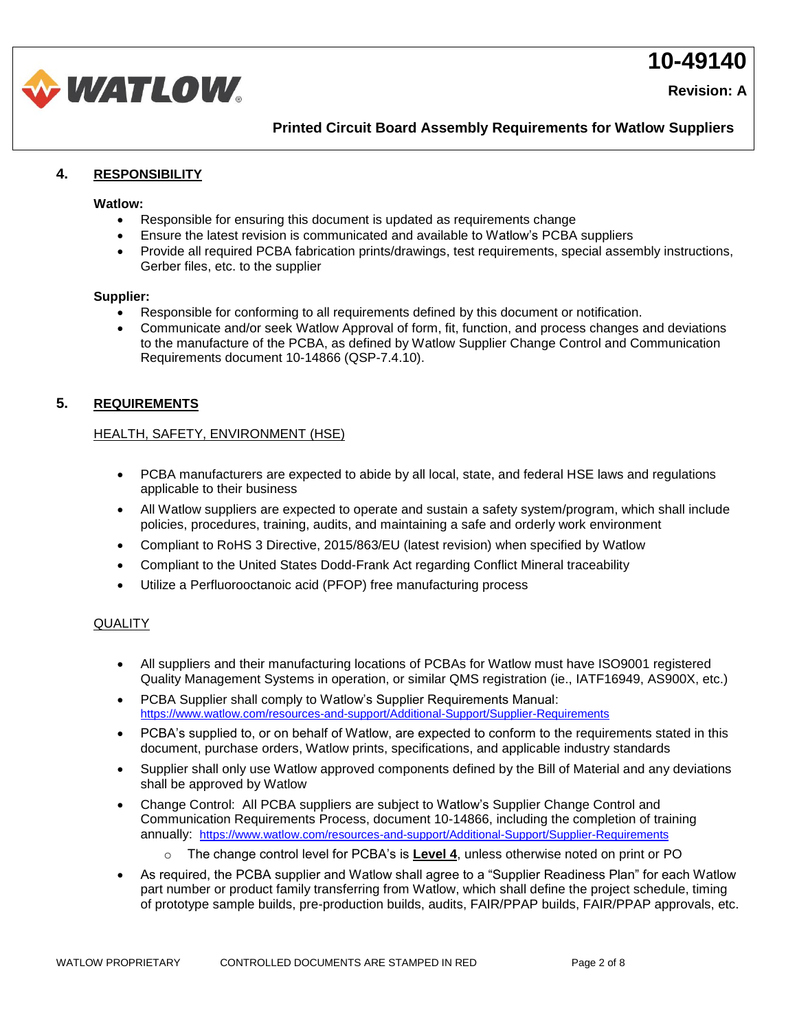## 4. RESPONSIBILITY

**Watlow:**

- Responsible for ensuring this document is updated as requirements change
- Ensure the latest revision is communicated and available to Watlow's PCBA suppliers
- Provide all required PCBA fabrication prints/drawings, test requirements, special assembly instructions, Gerber files, etc. to the supplier

**Supplier:**

- Responsible for conforming to all requirements defined by this document or notification.
- Communicate and/or seek Watlow Approval of form, fit, function, and process changes and deviations to the manufacture of the PCBA, as defined by Watlow Supplier Change Control and Communication Requirements document 10-14866 (QSP-7.4.10).

## 5. REQUIREMENTS

### HEALTH, SAFETY, ENVIRONMENT (HSE)

- PCBA manufacturers are expected to abide by all local, state, and federal HSE laws and regulations applicable to their business
- All Watlow suppliers are expected to operate and sustain a safety system/program, which shall include policies, procedures, training, audits, and maintaining a safe and orderly work environment
- Compliant to RoHS 3 Directive, 2015/863/EU (latest revision) when specified by Watlow
- Compliant to the United States Dodd-Frank Act regarding Conflict Mineral traceability
- Utilize a Perfluorooctanoic acid (PFOP) free manufacturing process

### QUALITY

- All suppliers and their manufacturing locations of PCBAs for Watlow must have ISO9001 registered Quality Management Systems in operation, or similar QMS registration (ie., IATF16949, AS900X, etc.)
- PCBA Supplier shall comply to Watlow's Supplier Requirements Manual: https://www.watlow.com/resources-and-support/Additional-Support/Supplier-Requirements
- PCBA's supplied to, or on behalf of Watlow, are expected to conform to the requirements stated in this document, purchase orders, Watlow prints, specifications, and applicable industry standards
- Supplier shall only use Watlow approved components defined by the Bill of Material and any deviations shall be approved by Watlow
- Change Control: All PCBA suppliers are subject to Watlow's Supplier Change Control and Communication Requirements Process, document 10-14866, including the completion of training annually: https://www.watlow.com/resources-and-support/Additional-Support/Supplier-Requirements
  - The change control level for PCBA's is **Level 4**, unless otherwise noted on print or PO
- As required, the PCBA supplier and Watlow shall agree to a "Supplier Readiness Plan" for each Watlow part number or product family transferring from Watlow, which shall define the project schedule, timing of prototype sample builds, pre-production builds, audits, FAIR/PPAP builds, FAIR/PPAP approvals, etc.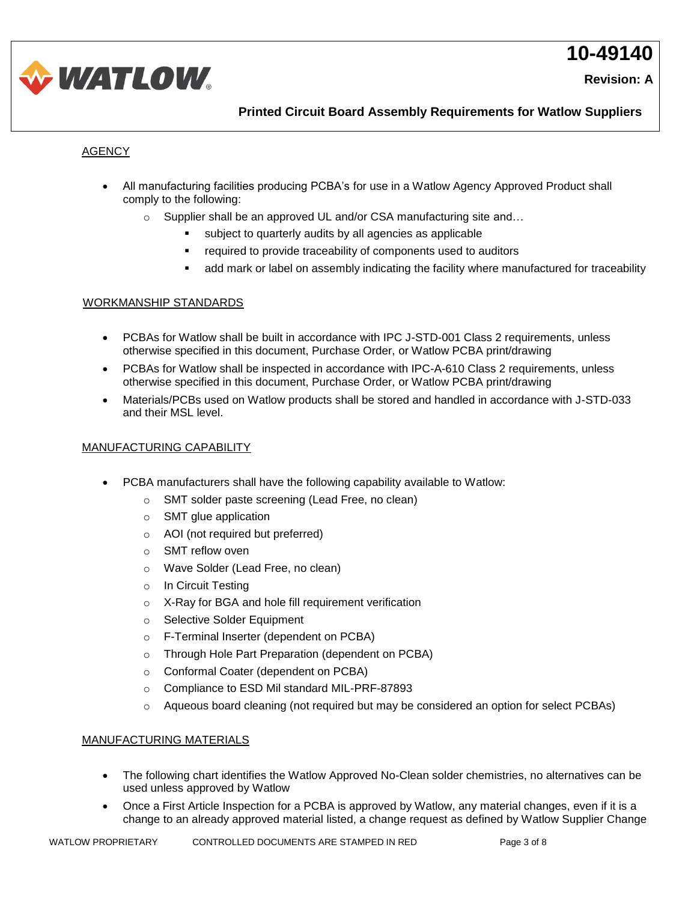## AGENCY

- All manufacturing facilities producing PCBA's for use in a Watlow Agency Approved Product shall comply to the following:
  - Supplier shall be an approved UL and/or CSA manufacturing site and…
    - subject to quarterly audits by all agencies as applicable
    - required to provide traceability of components used to auditors
    - add mark or label on assembly indicating the facility where manufactured for traceability

## WORKMANSHIP STANDARDS

- PCBAs for Watlow shall be built in accordance with IPC J-STD-001 Class 2 requirements, unless otherwise specified in this document, Purchase Order, or Watlow PCBA print/drawing
- PCBAs for Watlow shall be inspected in accordance with IPC-A-610 Class 2 requirements, unless otherwise specified in this document, Purchase Order, or Watlow PCBA print/drawing
- Materials/PCBs used on Watlow products shall be stored and handled in accordance with J-STD-033 and their MSL level.

## MANUFACTURING CAPABILITY

- PCBA manufacturers shall have the following capability available to Watlow:
  - SMT solder paste screening (Lead Free, no clean)
  - SMT glue application
  - AOI (not required but preferred)
  - SMT reflow oven
  - Wave Solder (Lead Free, no clean)
  - In Circuit Testing
  - X-Ray for BGA and hole fill requirement verification
  - Selective Solder Equipment
  - F-Terminal Inserter (dependent on PCBA)
  - Through Hole Part Preparation (dependent on PCBA)
  - Conformal Coater (dependent on PCBA)
  - Compliance to ESD Mil standard MIL-PRF-87893
  - Aqueous board cleaning (not required but may be considered an option for select PCBAs)

## MANUFACTURING MATERIALS

- The following chart identifies the Watlow Approved No-Clean solder chemistries, no alternatives can be used unless approved by Watlow
- Once a First Article Inspection for a PCBA is approved by Watlow, any material changes, even if it is a change to an already approved material listed, a change request as defined by Watlow Supplier Change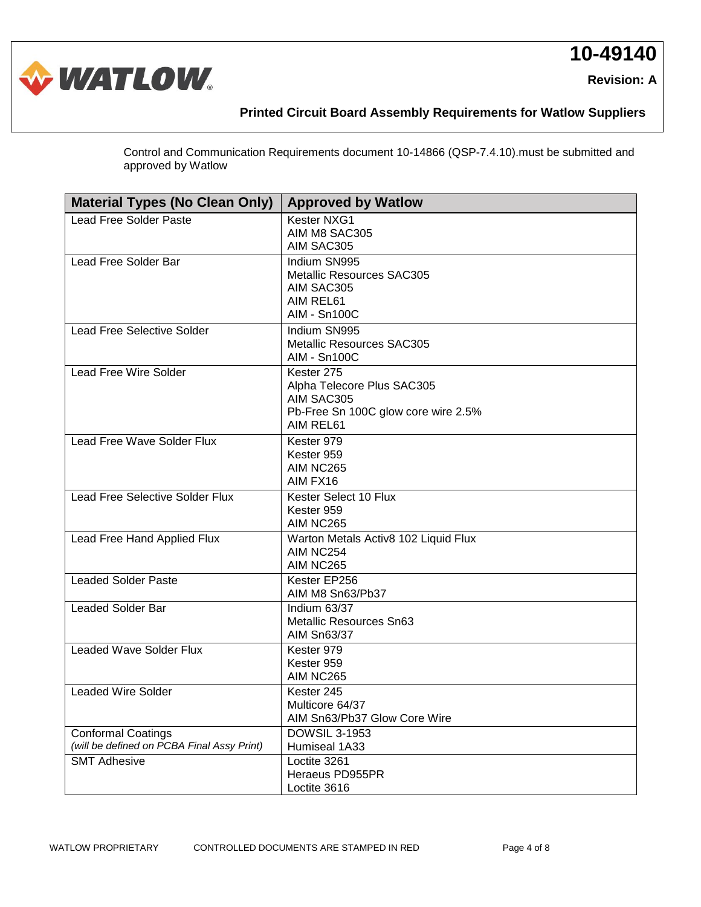Control and Communication Requirements document 10-14866 (QSP-7.4.10).must be submitted and approved by Watlow

| Material Types (No Clean Only) | Approved by Watlow |
|---|---|
| Lead Free Solder Paste | Kester NXG1<br>AIM M8 SAC305<br>AIM SAC305 |
| Lead Free Solder Bar | Indium SN995<br>Metallic Resources SAC305<br>AIM SAC305<br>AIM REL61<br>AIM - Sn100C |
| Lead Free Selective Solder | Indium SN995<br>Metallic Resources SAC305<br>AIM - Sn100C |
| Lead Free Wire Solder | Kester 275<br>Alpha Telecore Plus SAC305<br>AIM SAC305<br>Pb-Free Sn 100C glow core wire 2.5%<br>AIM REL61 |
| Lead Free Wave Solder Flux | Kester 979<br>Kester 959<br>AIM NC265<br>AIM FX16 |
| Lead Free Selective Solder Flux | Kester Select 10 Flux<br>Kester 959<br>AIM NC265 |
| Lead Free Hand Applied Flux | Warton Metals Activ8 102 Liquid Flux<br>AIM NC254<br>AIM NC265 |
| Leaded Solder Paste | Kester EP256<br>AIM M8 Sn63/Pb37 |
| Leaded Solder Bar | Indium 63/37<br>Metallic Resources Sn63<br>AIM Sn63/37 |
| Leaded Wave Solder Flux | Kester 979<br>Kester 959<br>AIM NC265 |
| Leaded Wire Solder | Kester 245<br>Multicore 64/37<br>AIM Sn63/Pb37 Glow Core Wire |
| Conformal Coatings<br>*(will be defined on PCBA Final Assy Print)* | DOWSIL 3-1953<br>Humiseal 1A33 |
| SMT Adhesive | Loctite 3261<br>Heraeus PD955PR<br>Loctite 3616 |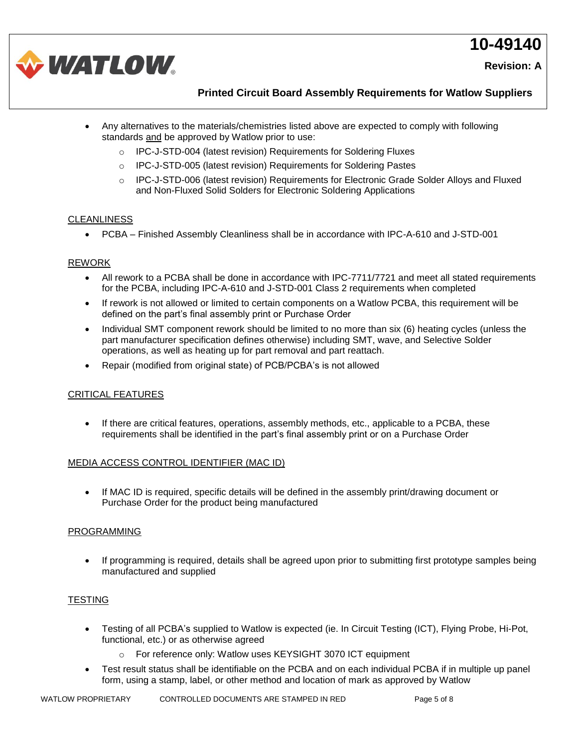- Any alternatives to the materials/chemistries listed above are expected to comply with following standards <u>and</u> be approved by Watlow prior to use:
  - IPC-J-STD-004 (latest revision) Requirements for Soldering Fluxes
  - IPC-J-STD-005 (latest revision) Requirements for Soldering Pastes
  - IPC-J-STD-006 (latest revision) Requirements for Electronic Grade Solder Alloys and Fluxed and Non-Fluxed Solid Solders for Electronic Soldering Applications

## <u>CLEANLINESS</u>

- PCBA – Finished Assembly Cleanliness shall be in accordance with IPC-A-610 and J-STD-001

## <u>REWORK</u>

- All rework to a PCBA shall be done in accordance with IPC-7711/7721 and meet all stated requirements for the PCBA, including IPC-A-610 and J-STD-001 Class 2 requirements when completed
- If rework is not allowed or limited to certain components on a Watlow PCBA, this requirement will be defined on the part's final assembly print or Purchase Order
- Individual SMT component rework should be limited to no more than six (6) heating cycles (unless the part manufacturer specification defines otherwise) including SMT, wave, and Selective Solder operations, as well as heating up for part removal and part reattach.
- Repair (modified from original state) of PCB/PCBA's is not allowed

## <u>CRITICAL FEATURES</u>

- If there are critical features, operations, assembly methods, etc., applicable to a PCBA, these requirements shall be identified in the part's final assembly print or on a Purchase Order

## <u>MEDIA ACCESS CONTROL IDENTIFIER (MAC ID)</u>

- If MAC ID is required, specific details will be defined in the assembly print/drawing document or Purchase Order for the product being manufactured

## <u>PROGRAMMING</u>

- If programming is required, details shall be agreed upon prior to submitting first prototype samples being manufactured and supplied

## <u>TESTING</u>

- Testing of all PCBA's supplied to Watlow is expected (ie. In Circuit Testing (ICT), Flying Probe, Hi-Pot, functional, etc.) or as otherwise agreed
  - For reference only: Watlow uses KEYSIGHT 3070 ICT equipment
- Test result status shall be identifiable on the PCBA and on each individual PCBA if in multiple up panel form, using a stamp, label, or other method and location of mark as approved by Watlow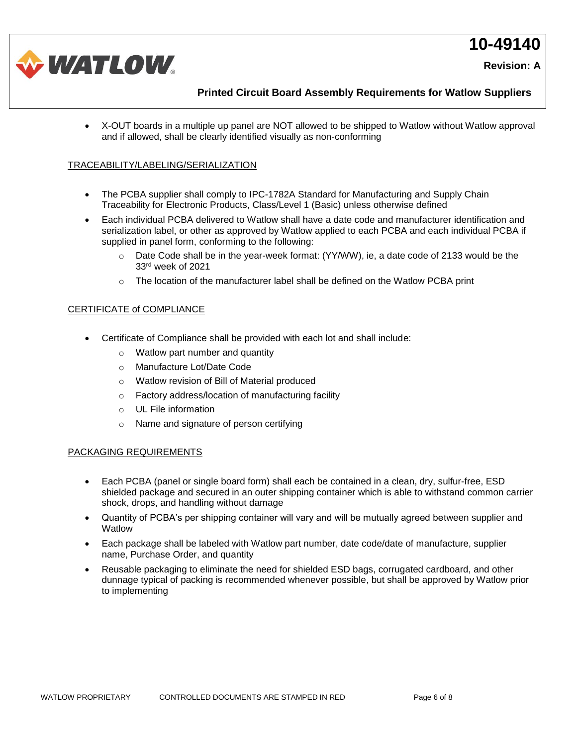- X-OUT boards in a multiple up panel are NOT allowed to be shipped to Watlow without Watlow approval and if allowed, shall be clearly identified visually as non-conforming

## TRACEABILITY/LABELING/SERIALIZATION

- The PCBA supplier shall comply to IPC-1782A Standard for Manufacturing and Supply Chain Traceability for Electronic Products, Class/Level 1 (Basic) unless otherwise defined
- Each individual PCBA delivered to Watlow shall have a date code and manufacturer identification and serialization label, or other as approved by Watlow applied to each PCBA and each individual PCBA if supplied in panel form, conforming to the following:
    - Date Code shall be in the year-week format: (YY/WW), ie, a date code of 2133 would be the 33rd week of 2021
    - The location of the manufacturer label shall be defined on the Watlow PCBA print

## CERTIFICATE of COMPLIANCE

- Certificate of Compliance shall be provided with each lot and shall include:
    - Watlow part number and quantity
    - Manufacture Lot/Date Code
    - Watlow revision of Bill of Material produced
    - Factory address/location of manufacturing facility
    - UL File information
    - Name and signature of person certifying

## PACKAGING REQUIREMENTS

- Each PCBA (panel or single board form) shall each be contained in a clean, dry, sulfur-free, ESD shielded package and secured in an outer shipping container which is able to withstand common carrier shock, drops, and handling without damage
- Quantity of PCBA's per shipping container will vary and will be mutually agreed between supplier and Watlow
- Each package shall be labeled with Watlow part number, date code/date of manufacture, supplier name, Purchase Order, and quantity
- Reusable packaging to eliminate the need for shielded ESD bags, corrugated cardboard, and other dunnage typical of packing is recommended whenever possible, but shall be approved by Watlow prior to implementing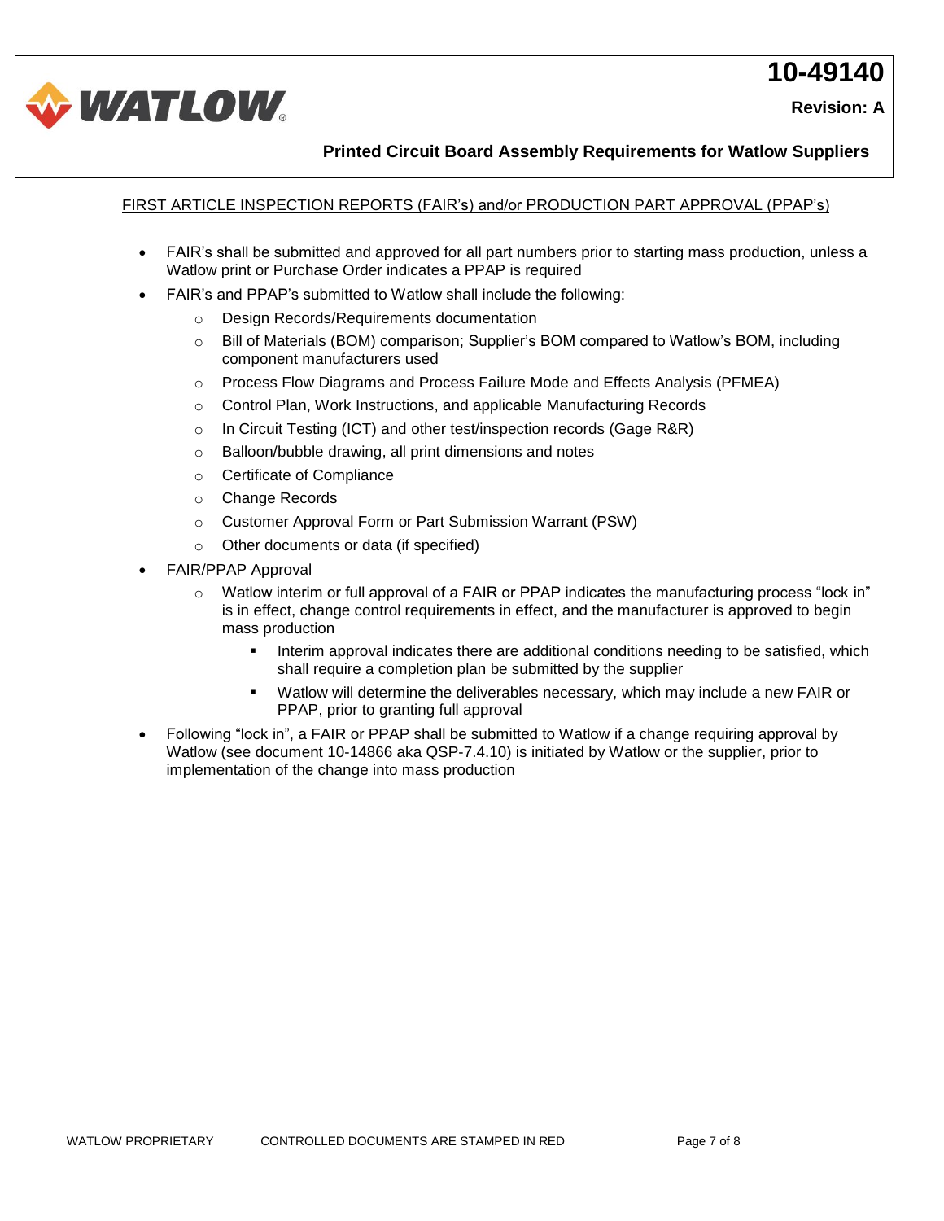FIRST ARTICLE INSPECTION REPORTS (FAIR's) and/or PRODUCTION PART APPROVAL (PPAP's)

- FAIR's shall be submitted and approved for all part numbers prior to starting mass production, unless a Watlow print or Purchase Order indicates a PPAP is required
- FAIR's and PPAP's submitted to Watlow shall include the following:
  - Design Records/Requirements documentation
  - Bill of Materials (BOM) comparison; Supplier's BOM compared to Watlow's BOM, including component manufacturers used
  - Process Flow Diagrams and Process Failure Mode and Effects Analysis (PFMEA)
  - Control Plan, Work Instructions, and applicable Manufacturing Records
  - In Circuit Testing (ICT) and other test/inspection records (Gage R&R)
  - Balloon/bubble drawing, all print dimensions and notes
  - Certificate of Compliance
  - Change Records
  - Customer Approval Form or Part Submission Warrant (PSW)
  - Other documents or data (if specified)
- FAIR/PPAP Approval
  - Watlow interim or full approval of a FAIR or PPAP indicates the manufacturing process "lock in" is in effect, change control requirements in effect, and the manufacturer is approved to begin mass production
    - Interim approval indicates there are additional conditions needing to be satisfied, which shall require a completion plan be submitted by the supplier
    - Watlow will determine the deliverables necessary, which may include a new FAIR or PPAP, prior to granting full approval
- Following "lock in", a FAIR or PPAP shall be submitted to Watlow if a change requiring approval by Watlow (see document 10-14866 aka QSP-7.4.10) is initiated by Watlow or the supplier, prior to implementation of the change into mass production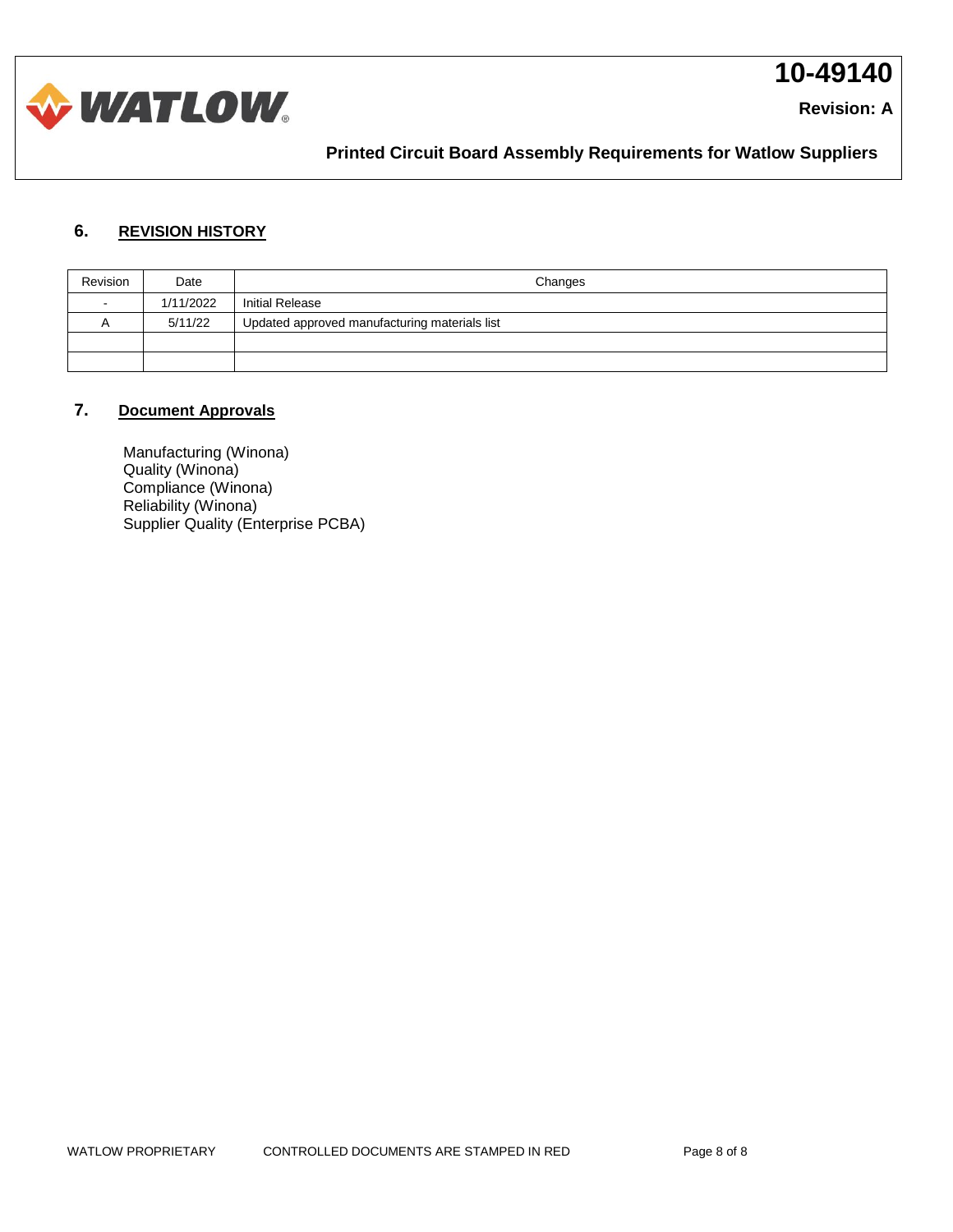## 6. REVISION HISTORY

| Revision | Date | Changes |
|---|---|---|
| - | 1/11/2022 | Initial Release |
| A | 5/11/22 | Updated approved manufacturing materials list |
| | | |
| | | |

## 7. Document Approvals

Manufacturing (Winona)
Quality (Winona)
Compliance (Winona)
Reliability (Winona)
Supplier Quality (Enterprise PCBA)